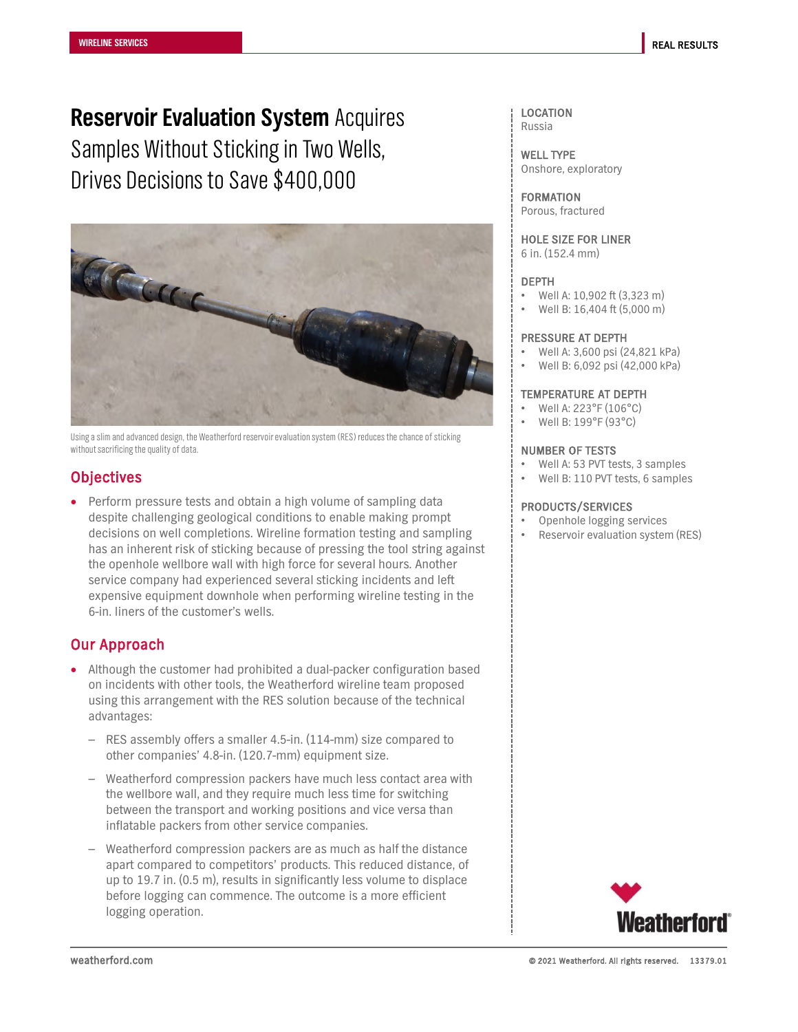# **Reservoir Evaluation System** Acquires Samples Without Sticking in Two Wells, Drives Decisions to Save $400,000

Using a slim and advanced design, the Weatherford reservoir evaluation system (RES) reduces the chance of sticking without sacrificing the quality of data.

## Objectives

- Perform pressure tests and obtain a high volume of sampling data despite challenging geological conditions to enable making prompt decisions on well completions. Wireline formation testing and sampling has an inherent risk of sticking because of pressing the tool string against the openhole wellbore wall with high force for several hours. Another service company had experienced several sticking incidents and left expensive equipment downhole when performing wireline testing in the 6-in. liners of the customer's wells.

## Our Approach

- Although the customer had prohibited a dual-packer configuration based on incidents with other tools, the Weatherford wireline team proposed using this arrangement with the RES solution because of the technical advantages:
  - RES assembly offers a smaller 4.5-in. (114-mm) size compared to other companies' 4.8-in. (120.7-mm) equipment size.
  - Weatherford compression packers have much less contact area with the wellbore wall, and they require much less time for switching between the transport and working positions and vice versa than inflatable packers from other service companies.
  - Weatherford compression packers are as much as half the distance apart compared to competitors' products. This reduced distance, of up to 19.7 in. (0.5 m), results in significantly less volume to displace before logging can commence. The outcome is a more efficient logging operation.

**LOCATION**
Russia

**WELL TYPE**
Onshore, exploratory

**FORMATION**
Porous, fractured

**HOLE SIZE FOR LINER**
6 in. (152.4 mm)

**DEPTH**
- Well A: 10,902 ft (3,323 m)
- Well B: 16,404 ft (5,000 m)

**PRESSURE AT DEPTH**
- Well A: 3,600 psi (24,821 kPa)
- Well B: 6,092 psi (42,000 kPa)

**TEMPERATURE AT DEPTH**
- Well A: 223°F (106°C)
- Well B: 199°F (93°C)

**NUMBER OF TESTS**
- Well A: 53 PVT tests, 3 samples
- Well B: 110 PVT tests, 6 samples

**PRODUCTS/SERVICES**
- Openhole logging services
- Reservoir evaluation system (RES)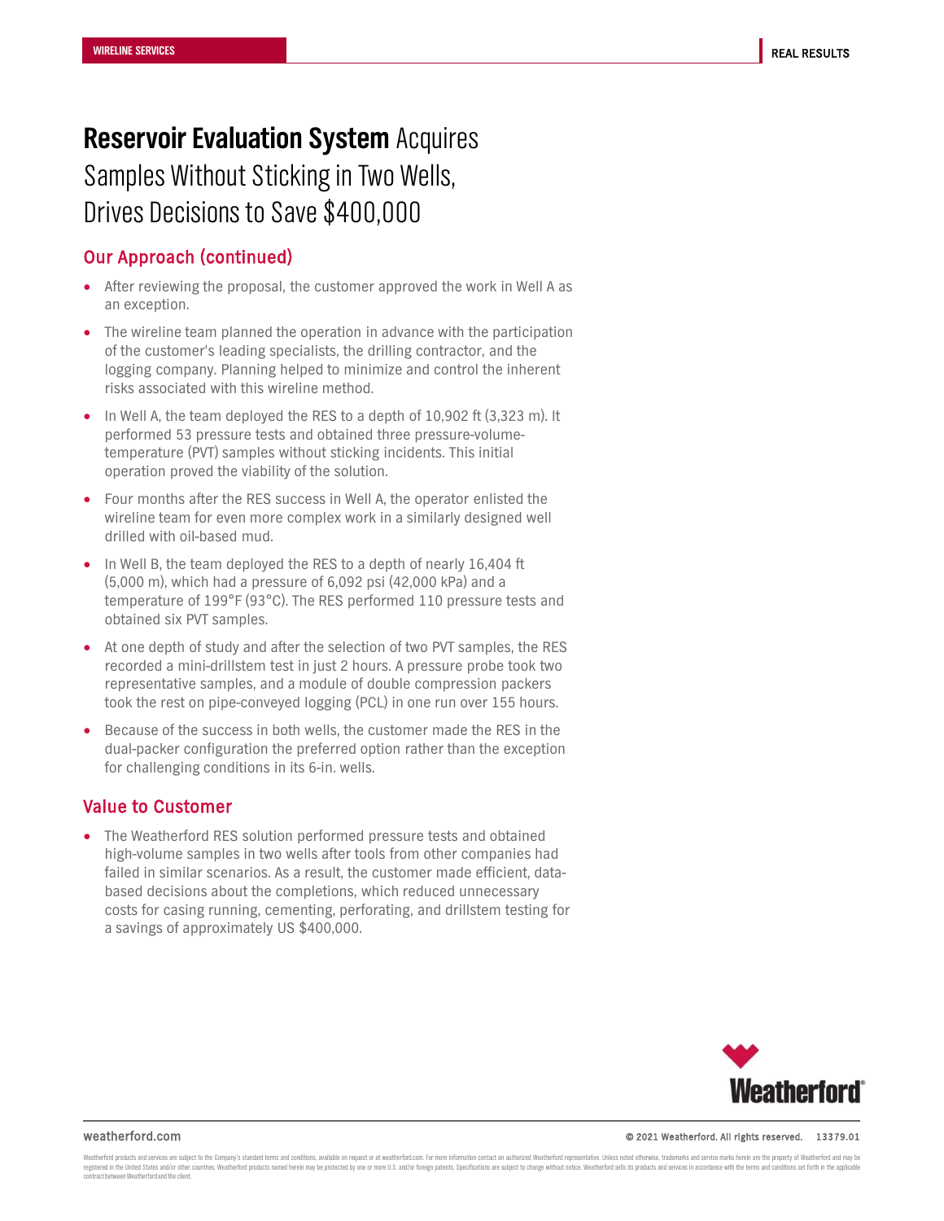# **Reservoir Evaluation System** Acquires Samples Without Sticking in Two Wells, Drives Decisions to Save $400,000

## Our Approach (continued)

- After reviewing the proposal, the customer approved the work in Well A as an exception.
- The wireline team planned the operation in advance with the participation of the customer's leading specialists, the drilling contractor, and the logging company. Planning helped to minimize and control the inherent risks associated with this wireline method.
- In Well A, the team deployed the RES to a depth of 10,902 ft (3,323 m). It performed 53 pressure tests and obtained three pressure-volume-temperature (PVT) samples without sticking incidents. This initial operation proved the viability of the solution.
- Four months after the RES success in Well A, the operator enlisted the wireline team for even more complex work in a similarly designed well drilled with oil-based mud.
- In Well B, the team deployed the RES to a depth of nearly 16,404 ft (5,000 m), which had a pressure of 6,092 psi (42,000 kPa) and a temperature of 199°F (93°C). The RES performed 110 pressure tests and obtained six PVT samples.
- At one depth of study and after the selection of two PVT samples, the RES recorded a mini-drillstem test in just 2 hours. A pressure probe took two representative samples, and a module of double compression packers took the rest on pipe-conveyed logging (PCL) in one run over 155 hours.
- Because of the success in both wells, the customer made the RES in the dual-packer configuration the preferred option rather than the exception for challenging conditions in its 6-in. wells.

## Value to Customer

- The Weatherford RES solution performed pressure tests and obtained high-volume samples in two wells after tools from other companies had failed in similar scenarios. As a result, the customer made efficient, data-based decisions about the completions, which reduced unnecessary costs for casing running, cementing, perforating, and drillstem testing for a savings of approximately US $400,000.

weatherford.com

© 2021 Weatherford. All rights reserved. 13379.01

Weatherford products and services are subject to the Company's standard terms and conditions, available on request or at weatherford.com. For more information contact an authorized Weatherford representative. Unless noted otherwise, trademarks and service marks herein are the property of Weatherford and may be registered in the United States and/or other countries. Weatherford products named herein may be protected by one or more U.S. and/or foreign patents. Specifications are subject to change without notice. Weatherford sells its products and services in accordance with the terms and conditions set forth in the applicable contract between Weatherford and the client.